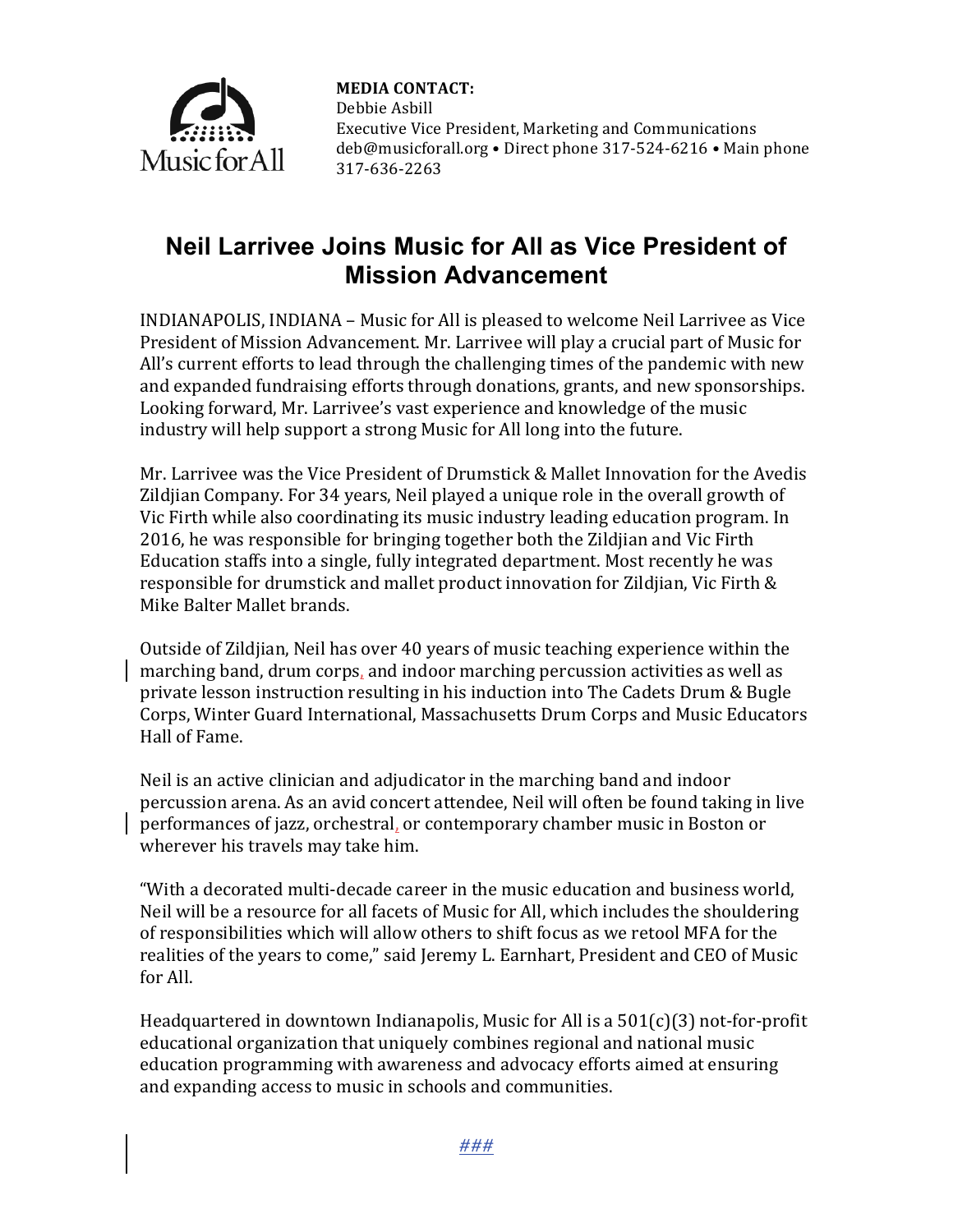Music for All

**MEDIA CONTACT:**
Debbie Asbill
Executive Vice President, Marketing and Communications
deb@musicforall.org • Direct phone 317-524-6216 • Main phone 317-636-2263

# Neil Larrivee Joins Music for All as Vice President of Mission Advancement

INDIANAPOLIS, INDIANA – Music for All is pleased to welcome Neil Larrivee as Vice President of Mission Advancement. Mr. Larrivee will play a crucial part of Music for All's current efforts to lead through the challenging times of the pandemic with new and expanded fundraising efforts through donations, grants, and new sponsorships. Looking forward, Mr. Larrivee's vast experience and knowledge of the music industry will help support a strong Music for All long into the future.

Mr. Larrivee was the Vice President of Drumstick & Mallet Innovation for the Avedis Zildjian Company. For 34 years, Neil played a unique role in the overall growth of Vic Firth while also coordinating its music industry leading education program. In 2016, he was responsible for bringing together both the Zildjian and Vic Firth Education staffs into a single, fully integrated department. Most recently he was responsible for drumstick and mallet product innovation for Zildjian, Vic Firth & Mike Balter Mallet brands.

Outside of Zildjian, Neil has over 40 years of music teaching experience within the marching band, drum corps, and indoor marching percussion activities as well as private lesson instruction resulting in his induction into The Cadets Drum & Bugle Corps, Winter Guard International, Massachusetts Drum Corps and Music Educators Hall of Fame.

Neil is an active clinician and adjudicator in the marching band and indoor percussion arena. As an avid concert attendee, Neil will often be found taking in live performances of jazz, orchestral, or contemporary chamber music in Boston or wherever his travels may take him.

"With a decorated multi-decade career in the music education and business world, Neil will be a resource for all facets of Music for All, which includes the shouldering of responsibilities which will allow others to shift focus as we retool MFA for the realities of the years to come," said Jeremy L. Earnhart, President and CEO of Music for All.

Headquartered in downtown Indianapolis, Music for All is a 501(c)(3) not-for-profit educational organization that uniquely combines regional and national music education programming with awareness and advocacy efforts aimed at ensuring and expanding access to music in schools and communities.

###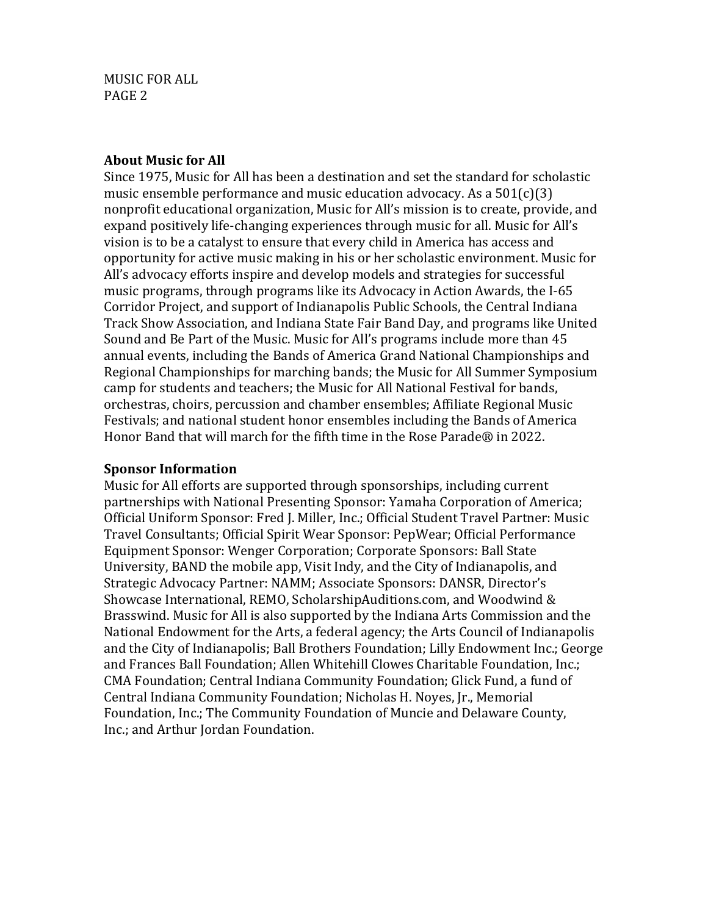## About Music for All

Since 1975, Music for All has been a destination and set the standard for scholastic music ensemble performance and music education advocacy. As a 501(c)(3) nonprofit educational organization, Music for All's mission is to create, provide, and expand positively life-changing experiences through music for all. Music for All's vision is to be a catalyst to ensure that every child in America has access and opportunity for active music making in his or her scholastic environment. Music for All's advocacy efforts inspire and develop models and strategies for successful music programs, through programs like its Advocacy in Action Awards, the I-65 Corridor Project, and support of Indianapolis Public Schools, the Central Indiana Track Show Association, and Indiana State Fair Band Day, and programs like United Sound and Be Part of the Music. Music for All's programs include more than 45 annual events, including the Bands of America Grand National Championships and Regional Championships for marching bands; the Music for All Summer Symposium camp for students and teachers; the Music for All National Festival for bands, orchestras, choirs, percussion and chamber ensembles; Affiliate Regional Music Festivals; and national student honor ensembles including the Bands of America Honor Band that will march for the fifth time in the Rose Parade® in 2022.

## Sponsor Information

Music for All efforts are supported through sponsorships, including current partnerships with National Presenting Sponsor: Yamaha Corporation of America; Official Uniform Sponsor: Fred J. Miller, Inc.; Official Student Travel Partner: Music Travel Consultants; Official Spirit Wear Sponsor: PepWear; Official Performance Equipment Sponsor: Wenger Corporation; Corporate Sponsors: Ball State University, BAND the mobile app, Visit Indy, and the City of Indianapolis, and Strategic Advocacy Partner: NAMM; Associate Sponsors: DANSR, Director's Showcase International, REMO, ScholarshipAuditions.com, and Woodwind & Brasswind. Music for All is also supported by the Indiana Arts Commission and the National Endowment for the Arts, a federal agency; the Arts Council of Indianapolis and the City of Indianapolis; Ball Brothers Foundation; Lilly Endowment Inc.; George and Frances Ball Foundation; Allen Whitehill Clowes Charitable Foundation, Inc.; CMA Foundation; Central Indiana Community Foundation; Glick Fund, a fund of Central Indiana Community Foundation; Nicholas H. Noyes, Jr., Memorial Foundation, Inc.; The Community Foundation of Muncie and Delaware County, Inc.; and Arthur Jordan Foundation.